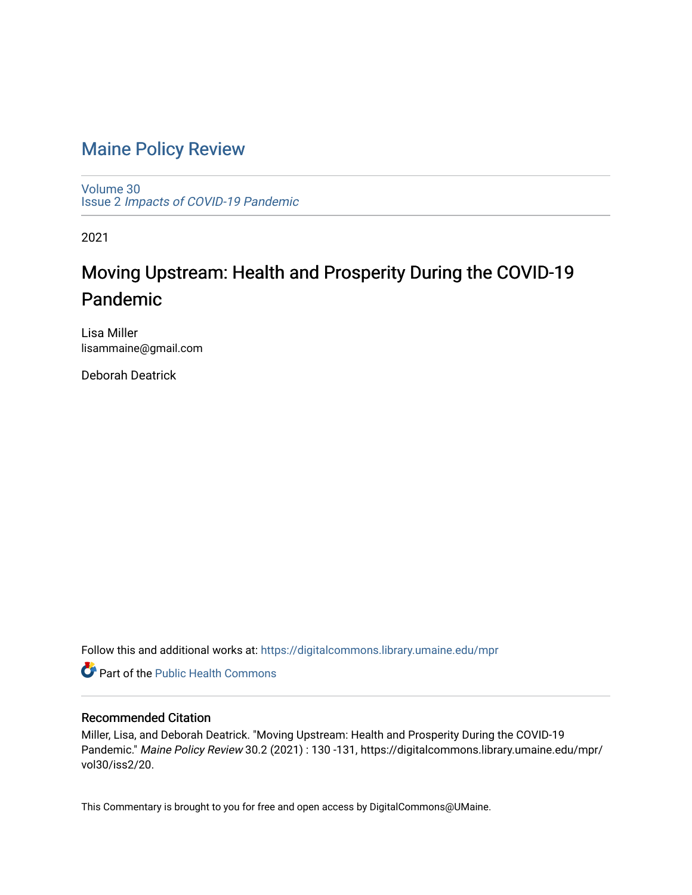# Maine Policy Review

Volume 30
Issue 2 *Impacts of COVID-19 Pandemic*

2021

## Moving Upstream: Health and Prosperity During the COVID-19 Pandemic

Lisa Miller
lisammaine@gmail.com

Deborah Deatrick

Follow this and additional works at: https://digitalcommons.library.umaine.edu/mpr

Part of the Public Health Commons

### Recommended Citation

Miller, Lisa, and Deborah Deatrick. "Moving Upstream: Health and Prosperity During the COVID-19 Pandemic." *Maine Policy Review* 30.2 (2021) : 130 -131, https://digitalcommons.library.umaine.edu/mpr/vol30/iss2/20.

This Commentary is brought to you for free and open access by DigitalCommons@UMaine.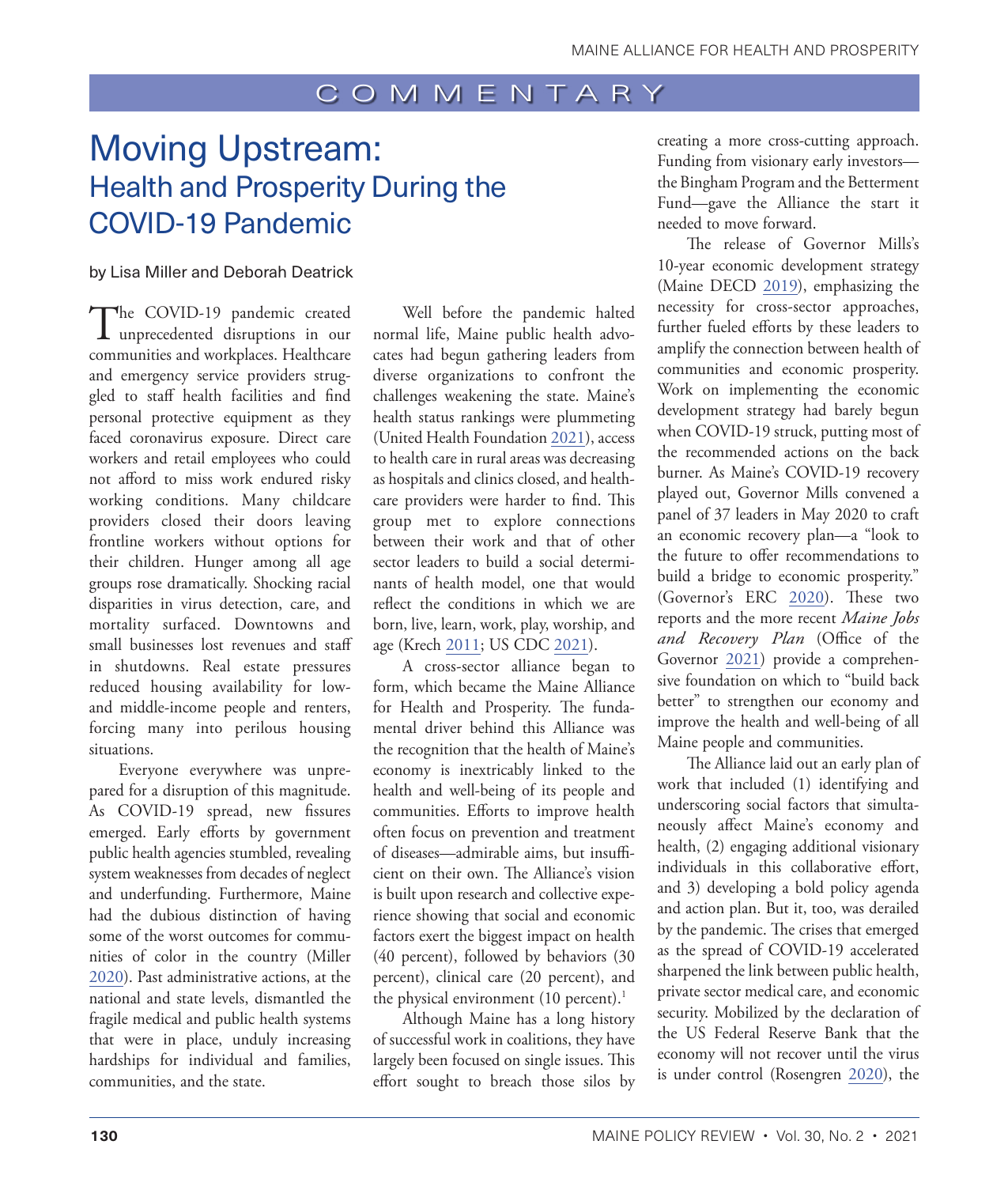COMMENTARY

# Moving Upstream: Health and Prosperity During the COVID-19 Pandemic

by Lisa Miller and Deborah Deatrick

The COVID-19 pandemic created unprecedented disruptions in our communities and workplaces. Healthcare and emergency service providers struggled to staff health facilities and find personal protective equipment as they faced coronavirus exposure. Direct care workers and retail employees who could not afford to miss work endured risky working conditions. Many childcare providers closed their doors leaving frontline workers without options for their children. Hunger among all age groups rose dramatically. Shocking racial disparities in virus detection, care, and mortality surfaced. Downtowns and small businesses lost revenues and staff in shutdowns. Real estate pressures reduced housing availability for low- and middle-income people and renters, forcing many into perilous housing situations.

Everyone everywhere was unprepared for a disruption of this magnitude. As COVID-19 spread, new fissures emerged. Early efforts by government public health agencies stumbled, revealing system weaknesses from decades of neglect and underfunding. Furthermore, Maine had the dubious distinction of having some of the worst outcomes for communities of color in the country (Miller 2020). Past administrative actions, at the national and state levels, dismantled the fragile medical and public health systems that were in place, unduly increasing hardships for individual and families, communities, and the state.

Well before the pandemic halted normal life, Maine public health advocates had begun gathering leaders from diverse organizations to confront the challenges weakening the state. Maine's health status rankings were plummeting (United Health Foundation 2021), access to health care in rural areas was decreasing as hospitals and clinics closed, and healthcare providers were harder to find. This group met to explore connections between their work and that of other sector leaders to build a social determinants of health model, one that would reflect the conditions in which we are born, live, learn, work, play, worship, and age (Krech 2011; US CDC 2021).

A cross-sector alliance began to form, which became the Maine Alliance for Health and Prosperity. The fundamental driver behind this Alliance was the recognition that the health of Maine's economy is inextricably linked to the health and well-being of its people and communities. Efforts to improve health often focus on prevention and treatment of diseases—admirable aims, but insufficient on their own. The Alliance's vision is built upon research and collective experience showing that social and economic factors exert the biggest impact on health (40 percent), followed by behaviors (30 percent), clinical care (20 percent), and the physical environment (10 percent).[1]

Although Maine has a long history of successful work in coalitions, they have largely been focused on single issues. This effort sought to breach those silos by creating a more cross-cutting approach. Funding from visionary early investors—the Bingham Program and the Betterment Fund—gave the Alliance the start it needed to move forward.

The release of Governor Mills's 10-year economic development strategy (Maine DECD 2019), emphasizing the necessity for cross-sector approaches, further fueled efforts by these leaders to amplify the connection between health of communities and economic prosperity. Work on implementing the economic development strategy had barely begun when COVID-19 struck, putting most of the recommended actions on the back burner. As Maine's COVID-19 recovery played out, Governor Mills convened a panel of 37 leaders in May 2020 to craft an economic recovery plan—a "look to the future to offer recommendations to build a bridge to economic prosperity." (Governor's ERC 2020). These two reports and the more recent *Maine Jobs and Recovery Plan* (Office of the Governor 2021) provide a comprehensive foundation on which to "build back better" to strengthen our economy and improve the health and well-being of all Maine people and communities.

The Alliance laid out an early plan of work that included (1) identifying and underscoring social factors that simultaneously affect Maine's economy and health, (2) engaging additional visionary individuals in this collaborative effort, and 3) developing a bold policy agenda and action plan. But it, too, was derailed by the pandemic. The crises that emerged as the spread of COVID-19 accelerated sharpened the link between public health, private sector medical care, and economic security. Mobilized by the declaration of the US Federal Reserve Bank that the economy will not recover until the virus is under control (Rosengren 2020), the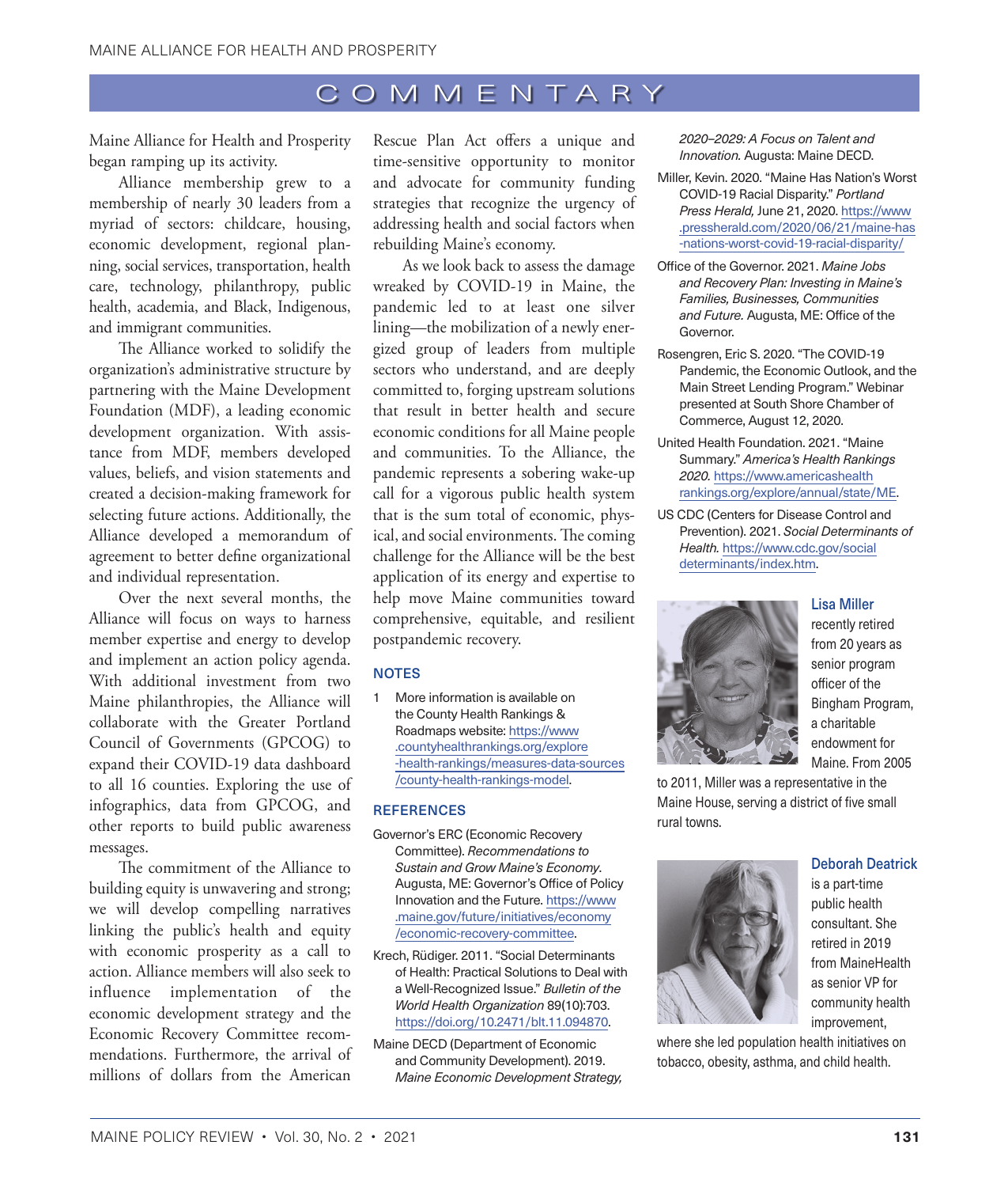Maine Alliance for Health and Prosperity began ramping up its activity.

Alliance membership grew to a membership of nearly 30 leaders from a myriad of sectors: childcare, housing, economic development, regional planning, social services, transportation, health care, technology, philanthropy, public health, academia, and Black, Indigenous, and immigrant communities.

The Alliance worked to solidify the organization's administrative structure by partnering with the Maine Development Foundation (MDF), a leading economic development organization. With assistance from MDF, members developed values, beliefs, and vision statements and created a decision-making framework for selecting future actions. Additionally, the Alliance developed a memorandum of agreement to better define organizational and individual representation.

Over the next several months, the Alliance will focus on ways to harness member expertise and energy to develop and implement an action policy agenda. With additional investment from two Maine philanthropies, the Alliance will collaborate with the Greater Portland Council of Governments (GPCOG) to expand their COVID-19 data dashboard to all 16 counties. Exploring the use of infographics, data from GPCOG, and other reports to build public awareness messages.

The commitment of the Alliance to building equity is unwavering and strong; we will develop compelling narratives linking the public's health and equity with economic prosperity as a call to action. Alliance members will also seek to influence implementation of the economic development strategy and the Economic Recovery Committee recommendations. Furthermore, the arrival of millions of dollars from the American Rescue Plan Act offers a unique and time-sensitive opportunity to monitor and advocate for community funding strategies that recognize the urgency of addressing health and social factors when rebuilding Maine's economy.

As we look back to assess the damage wreaked by COVID-19 in Maine, the pandemic led to at least one silver lining—the mobilization of a newly energized group of leaders from multiple sectors who understand, and are deeply committed to, forging upstream solutions that result in better health and secure economic conditions for all Maine people and communities. To the Alliance, the pandemic represents a sobering wake-up call for a vigorous public health system that is the sum total of economic, physical, and social environments. The coming challenge for the Alliance will be the best application of its energy and expertise to help move Maine communities toward comprehensive, equitable, and resilient postpandemic recovery.

## NOTES

1 More information is available on the County Health Rankings & Roadmaps website: https://www.countyhealthrankings.org/explore-health-rankings/measures-data-sources/county-health-rankings-model.

## REFERENCES

Governor's ERC (Economic Recovery Committee). *Recommendations to Sustain and Grow Maine's Economy*. Augusta, ME: Governor's Office of Policy Innovation and the Future. https://www.maine.gov/future/initiatives/economy/economic-recovery-committee.

Krech, Rüdiger. 2011. "Social Determinants of Health: Practical Solutions to Deal with a Well-Recognized Issue." *Bulletin of the World Health Organization* 89(10):703. https://doi.org/10.2471/blt.11.094870.

Maine DECD (Department of Economic and Community Development). 2019. *Maine Economic Development Strategy, 2020–2029: A Focus on Talent and Innovation.* Augusta: Maine DECD.

Miller, Kevin. 2020. "Maine Has Nation's Worst COVID-19 Racial Disparity." *Portland Press Herald,* June 21, 2020. https://www.pressherald.com/2020/06/21/maine-has-nations-worst-covid-19-racial-disparity/

Office of the Governor. 2021. *Maine Jobs and Recovery Plan: Investing in Maine's Families, Businesses, Communities and Future.* Augusta, ME: Office of the Governor.

Rosengren, Eric S. 2020. "The COVID-19 Pandemic, the Economic Outlook, and the Main Street Lending Program." Webinar presented at South Shore Chamber of Commerce, August 12, 2020.

United Health Foundation. 2021. "Maine Summary." *America's Health Rankings 2020.* https://www.americashealthrankings.org/explore/annual/state/ME.

US CDC (Centers for Disease Control and Prevention). 2021. *Social Determinants of Health.* https://www.cdc.gov/socialdeterminants/index.htm.

**Lisa Miller** recently retired from 20 years as senior program officer of the Bingham Program, a charitable endowment for Maine. From 2005 to 2011, Miller was a representative in the Maine House, serving a district of five small rural towns.

**Deborah Deatrick** is a part-time public health consultant. She retired in 2019 from MaineHealth as senior VP for community health improvement, where she led population health initiatives on tobacco, obesity, asthma, and child health.